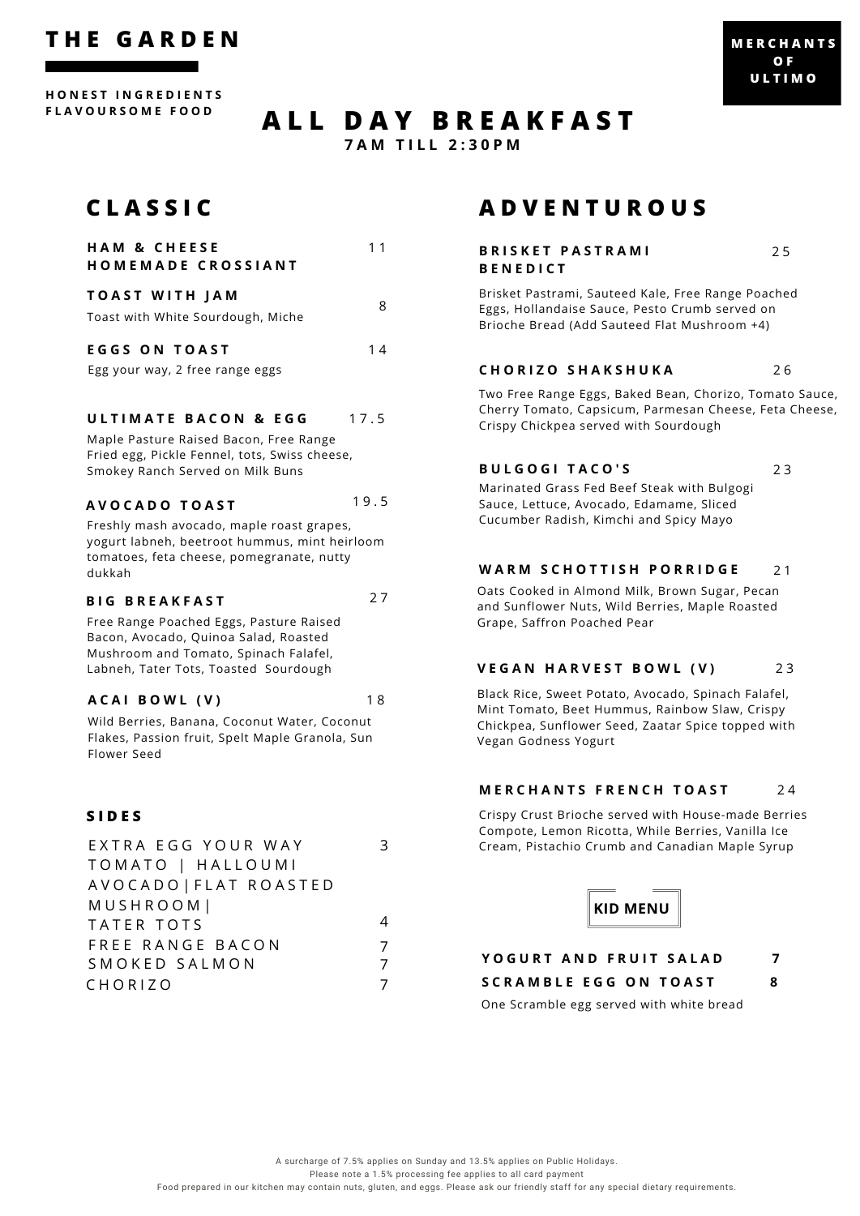# THE GARDEN

**HONEST INGREDIENTS**
**FLAVOURSOME FOOD**

**MERCHANTS OF ULTIMO**

# ALL DAY BREAKFAST

**7AM TILL 2:30PM**

## CLASSIC

### HAM & CHEESE HOMEMADE CROSSIANT — 11

### TOAST WITH JAM — 8

Toast with White Sourdough, Miche

### EGGS ON TOAST — 14

Egg your way, 2 free range eggs

### ULTIMATE BACON & EGG — 17.5

Maple Pasture Raised Bacon, Free Range Fried egg, Pickle Fennel, tots, Swiss cheese, Smokey Ranch Served on Milk Buns

### AVOCADO TOAST — 19.5

Freshly mash avocado, maple roast grapes, yogurt labneh, beetroot hummus, mint heirloom tomatoes, feta cheese, pomegranate, nutty dukkah

### BIG BREAKFAST — 27

Free Range Poached Eggs, Pasture Raised Bacon, Avocado, Quinoa Salad, Roasted Mushroom and Tomato, Spinach Falafel, Labneh, Tater Tots, Toasted Sourdough

### ACAI BOWL (V) — 18

Wild Berries, Banana, Coconut Water, Coconut Flakes, Passion fruit, Spelt Maple Granola, Sun Flower Seed

## SIDES

| | |
|---|---|
| EXTRA EGG YOUR WAY<br>TOMATO \| HALLOUMI<br>AVOCADO\|FLAT ROASTED MUSHROOM\| | 3 |
| TATER TOTS | 4 |
| FREE RANGE BACON | 7 |
| SMOKED SALMON | 7 |
| CHORIZO | 7 |

## ADVENTUROUS

### BRISKET PASTRAMI BENEDICT — 25

Brisket Pastrami, Sauteed Kale, Free Range Poached Eggs, Hollandaise Sauce, Pesto Crumb served on Brioche Bread (Add Sauteed Flat Mushroom +4)

### CHORIZO SHAKSHUKA — 26

Two Free Range Eggs, Baked Bean, Chorizo, Tomato Sauce, Cherry Tomato, Capsicum, Parmesan Cheese, Feta Cheese, Crispy Chickpea served with Sourdough

### BULGOGI TACO'S — 23

Marinated Grass Fed Beef Steak with Bulgogi Sauce, Lettuce, Avocado, Edamame, Sliced Cucumber Radish, Kimchi and Spicy Mayo

### WARM SCHOTTISH PORRIDGE — 21

Oats Cooked in Almond Milk, Brown Sugar, Pecan and Sunflower Nuts, Wild Berries, Maple Roasted Grape, Saffron Poached Pear

### VEGAN HARVEST BOWL (V) — 23

Black Rice, Sweet Potato, Avocado, Spinach Falafel, Mint Tomato, Beet Hummus, Rainbow Slaw, Crispy Chickpea, Sunflower Seed, Zaatar Spice topped with Vegan Godness Yogurt

### MERCHANTS FRENCH TOAST — 24

Crispy Crust Brioche served with House-made Berries Compote, Lemon Ricotta, While Berries, Vanilla Ice Cream, Pistachio Crumb and Canadian Maple Syrup

## KID MENU

### YOGURT AND FRUIT SALAD — 7

### SCRAMBLE EGG ON TOAST — 8

One Scramble egg served with white bread

A surcharge of 7.5% applies on Sunday and 13.5% applies on Public Holidays.
Please note a 1.5% processing fee applies to all card payment
Food prepared in our kitchen may contain nuts, gluten, and eggs. Please ask our friendly staff for any special dietary requirements.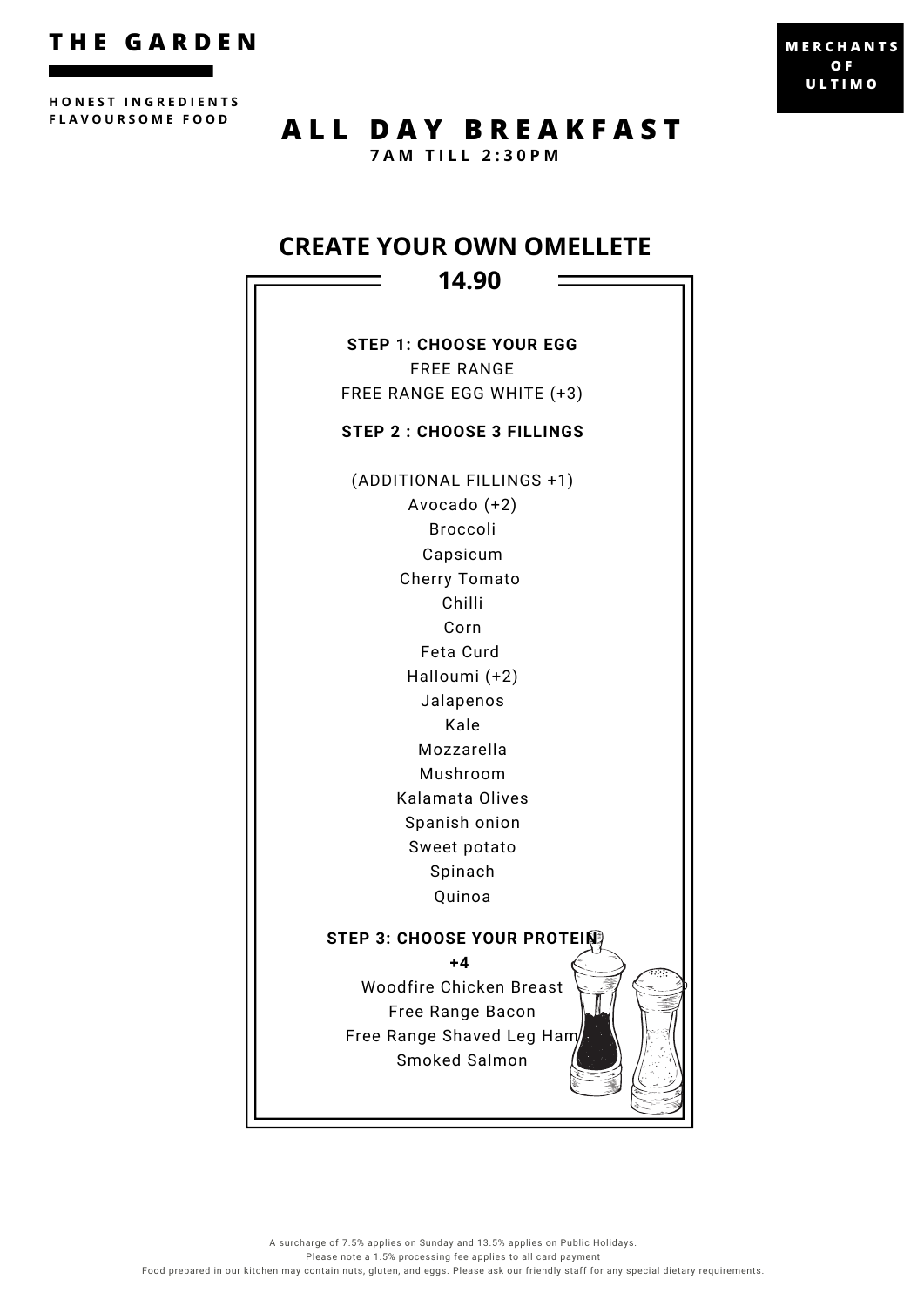# THE GARDEN

**HONEST INGREDIENTS**
**FLAVOURSOME FOOD**

**MERCHANTS OF ULTIMO**

## ALL DAY BREAKFAST

**7AM TILL 2:30PM**

## CREATE YOUR OWN OMELLETE

**14.90**

**STEP 1: CHOOSE YOUR EGG**

FREE RANGE

FREE RANGE EGG WHITE (+3)

**STEP 2 : CHOOSE 3 FILLINGS**

(ADDITIONAL FILLINGS +1)

Avocado (+2)

Broccoli

Capsicum

Cherry Tomato

Chilli

Corn

Feta Curd

Halloumi (+2)

Jalapenos

Kale

Mozzarella

Mushroom

Kalamata Olives

Spanish onion

Sweet potato

Spinach

Quinoa

**STEP 3: CHOOSE YOUR PROTEIN**

**+4**

Woodfire Chicken Breast

Free Range Bacon

Free Range Shaved Leg Ham

Smoked Salmon

A surcharge of 7.5% applies on Sunday and 13.5% applies on Public Holidays.
Please note a 1.5% processing fee applies to all card payment
Food prepared in our kitchen may contain nuts, gluten, and eggs. Please ask our friendly staff for any special dietary requirements.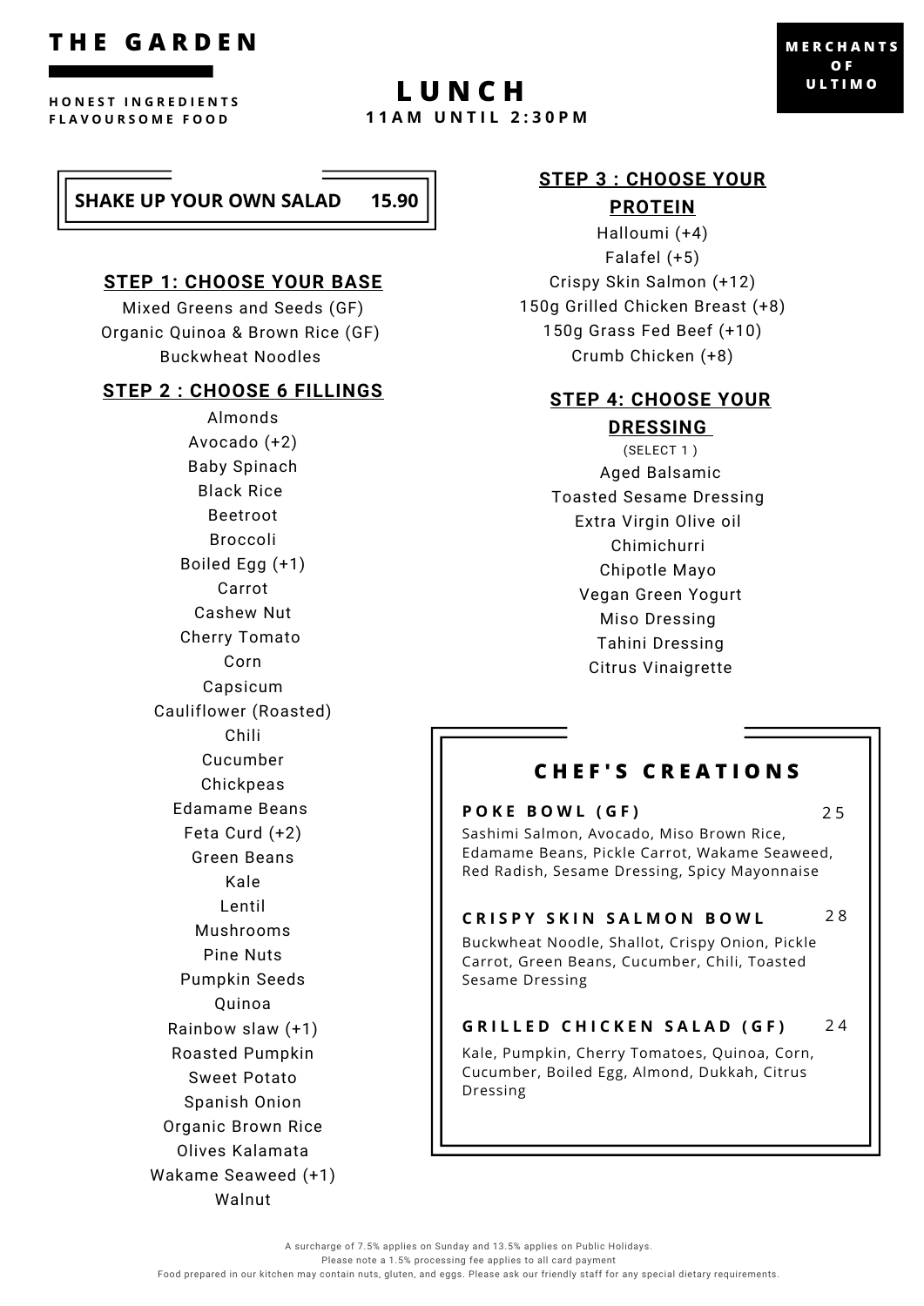# THE GARDEN

**HONEST INGREDIENTS**
**FLAVOURSOME FOOD**

**MERCHANTS OF ULTIMO**

## LUNCH

**11AM UNTIL 2:30PM**

### SHAKE UP YOUR OWN SALAD 15.90

#### STEP 1: CHOOSE YOUR BASE

Mixed Greens and Seeds (GF)
Organic Quinoa & Brown Rice (GF)
Buckwheat Noodles

#### STEP 2 : CHOOSE 6 FILLINGS

Almonds
Avocado (+2)
Baby Spinach
Black Rice
Beetroot
Broccoli
Boiled Egg (+1)
Carrot
Cashew Nut
Cherry Tomato
Corn
Capsicum
Cauliflower (Roasted)
Chili
Cucumber
Chickpeas
Edamame Beans
Feta Curd (+2)
Green Beans
Kale
Lentil
Mushrooms
Pine Nuts
Pumpkin Seeds
Quinoa
Rainbow slaw (+1)
Roasted Pumpkin
Sweet Potato
Spanish Onion
Organic Brown Rice
Olives Kalamata
Wakame Seaweed (+1)
Walnut

#### STEP 3 : CHOOSE YOUR PROTEIN

Halloumi (+4)
Falafel (+5)
Crispy Skin Salmon (+12)
150g Grilled Chicken Breast (+8)
150g Grass Fed Beef (+10)
Crumb Chicken (+8)

#### STEP 4: CHOOSE YOUR DRESSING

(SELECT 1 )

Aged Balsamic
Toasted Sesame Dressing
Extra Virgin Olive oil
Chimichurri
Chipotle Mayo
Vegan Green Yogurt
Miso Dressing
Tahini Dressing
Citrus Vinaigrette

### CHEF'S CREATIONS

**POKE BOWL (GF)** 25
Sashimi Salmon, Avocado, Miso Brown Rice, Edamame Beans, Pickle Carrot, Wakame Seaweed, Red Radish, Sesame Dressing, Spicy Mayonnaise

**CRISPY SKIN SALMON BOWL** 28
Buckwheat Noodle, Shallot, Crispy Onion, Pickle Carrot, Green Beans, Cucumber, Chili, Toasted Sesame Dressing

**GRILLED CHICKEN SALAD (GF)** 24
Kale, Pumpkin, Cherry Tomatoes, Quinoa, Corn, Cucumber, Boiled Egg, Almond, Dukkah, Citrus Dressing

A surcharge of 7.5% applies on Sunday and 13.5% applies on Public Holidays.
Please note a 1.5% processing fee applies to all card payment
Food prepared in our kitchen may contain nuts, gluten, and eggs. Please ask our friendly staff for any special dietary requirements.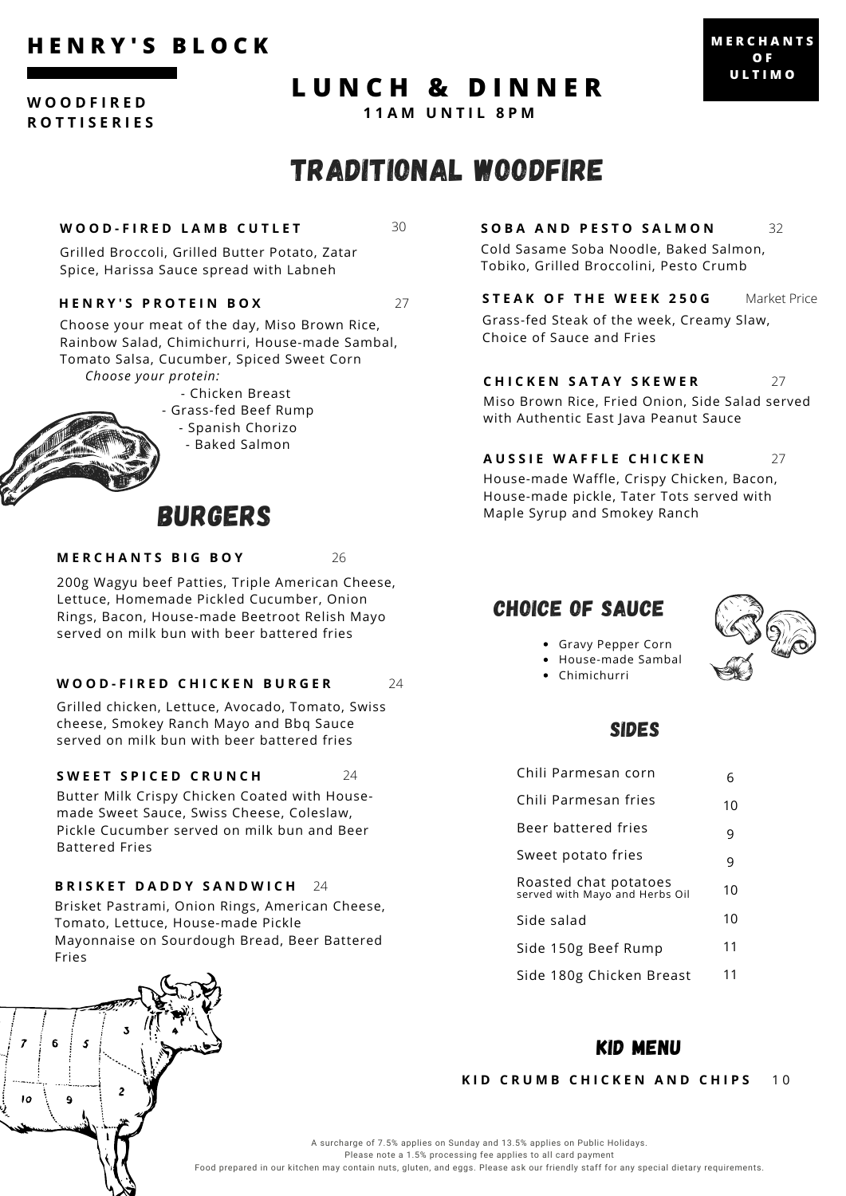# HENRY'S BLOCK

**WOODFIRED ROTTISERIES**

**MERCHANTS OF ULTIMO**

## LUNCH & DINNER

**11AM UNTIL 8PM**

## TRADITIONAL WOODFIRE

**WOOD-FIRED LAMB CUTLET** 30

Grilled Broccoli, Grilled Butter Potato, Zatar Spice, Harissa Sauce spread with Labneh

**HENRY'S PROTEIN BOX** 27

Choose your meat of the day, Miso Brown Rice, Rainbow Salad, Chimichurri, House-made Sambal, Tomato Salsa, Cucumber, Spiced Sweet Corn

*Choose your protein:*

- Chicken Breast
- Grass-fed Beef Rump
- Spanish Chorizo
- Baked Salmon

**SOBA AND PESTO SALMON** 32

Cold Sasame Soba Noodle, Baked Salmon, Tobiko, Grilled Broccolini, Pesto Crumb

**STEAK OF THE WEEK 250G** Market Price

Grass-fed Steak of the week, Creamy Slaw, Choice of Sauce and Fries

**CHICKEN SATAY SKEWER** 27

Miso Brown Rice, Fried Onion, Side Salad served with Authentic East Java Peanut Sauce

**AUSSIE WAFFLE CHICKEN** 27

House-made Waffle, Crispy Chicken, Bacon, House-made pickle, Tater Tots served with Maple Syrup and Smokey Ranch

## BURGERS

**MERCHANTS BIG BOY** 26

200g Wagyu beef Patties, Triple American Cheese, Lettuce, Homemade Pickled Cucumber, Onion Rings, Bacon, House-made Beetroot Relish Mayo served on milk bun with beer battered fries

**WOOD-FIRED CHICKEN BURGER** 24

Grilled chicken, Lettuce, Avocado, Tomato, Swiss cheese, Smokey Ranch Mayo and Bbq Sauce served on milk bun with beer battered fries

**SWEET SPICED CRUNCH** 24

Butter Milk Crispy Chicken Coated with House-made Sweet Sauce, Swiss Cheese, Coleslaw, Pickle Cucumber served on milk bun and Beer Battered Fries

**BRISKET DADDY SANDWICH** 24

Brisket Pastrami, Onion Rings, American Cheese, Tomato, Lettuce, House-made Pickle Mayonnaise on Sourdough Bread, Beer Battered Fries

## CHOICE OF SAUCE

- Gravy Pepper Corn
- House-made Sambal
- Chimichurri

## SIDES

| | |
|---|---|
| Chili Parmesan corn | 6 |
| Chili Parmesan fries | 10 |
| Beer battered fries | 9 |
| Sweet potato fries | 9 |
| Roasted chat potatoes served with Mayo and Herbs Oil | 10 |
| Side salad | 10 |
| Side 150g Beef Rump | 11 |
| Side 180g Chicken Breast | 11 |

## KID MENU

**KID CRUMB CHICKEN AND CHIPS** 10

A surcharge of 7.5% applies on Sunday and 13.5% applies on Public Holidays.
Please note a 1.5% processing fee applies to all card payment
Food prepared in our kitchen may contain nuts, gluten, and eggs. Please ask our friendly staff for any special dietary requirements.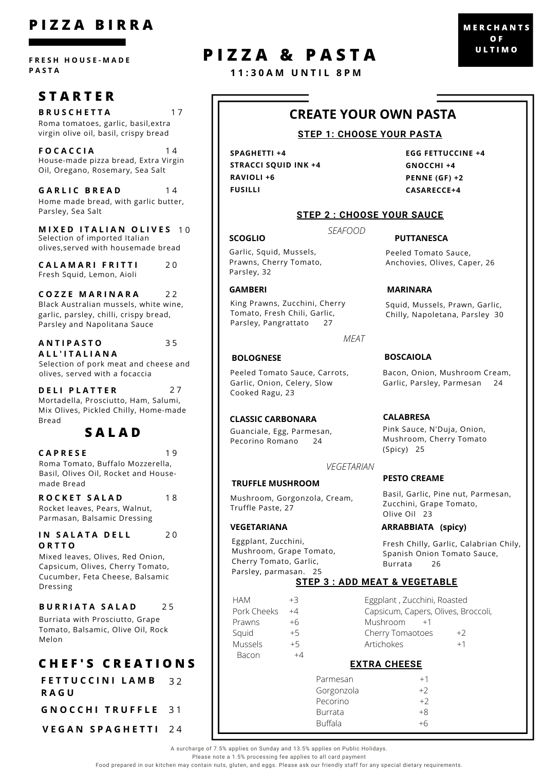# PIZZA BIRRA

FRESH HOUSE-MADE PASTA

MERCHANTS OF ULTIMO

# PIZZA & PASTA

**11:30AM UNTIL 8PM**

## STARTER

**BRUSCHETTA** 17
Roma tomatoes, garlic, basil,extra virgin olive oil, basil, crispy bread

**FOCACCIA** 14
House-made pizza bread, Extra Virgin Oil, Oregano, Rosemary, Sea Salt

**GARLIC BREAD** 14
Home made bread, with garlic butter, Parsley, Sea Salt

**MIXED ITALIAN OLIVES** 10
Selection of imported Italian olives,served with housemade bread

**CALAMARI FRITTI** 20
Fresh Squid, Lemon, Aioli

**COZZE MARINARA** 22
Black Australian mussels, white wine, garlic, parsley, chilli, crispy bread, Parsley and Napolitana Sauce

**ANTIPASTO ALL'ITALIANA** 35
Selection of pork meat and cheese and olives, served with a focaccia

**DELI PLATTER** 27
Mortadella, Prosciutto, Ham, Salumi, Mix Olives, Pickled Chilly, Home-made Bread

## SALAD

**CAPRESE** 19
Roma Tomato, Buffalo Mozzerella, Basil, Olives Oil, Rocket and House-made Bread

**ROCKET SALAD** 18
Rocket leaves, Pears, Walnut, Parmasan, Balsamic Dressing

**IN SALATA DELL ORTTO** 20
Mixed leaves, Olives, Red Onion, Capsicum, Olives, Cherry Tomato, Cucumber, Feta Cheese, Balsamic Dressing

**BURRIATA SALAD** 25
Burriata with Prosciutto, Grape Tomato, Balsamic, Olive Oil, Rock Melon

## CHEF'S CREATIONS

**FETTUCCINI LAMB RAGU** 32

**GNOCCHI TRUFFLE** 31

**VEGAN SPAGHETTI** 24

## CREATE YOUR OWN PASTA

### STEP 1: CHOOSE YOUR PASTA

- SPAGHETTI +4
- STRACCI SQUID INK +4
- RAVIOLI +6
- FUSILLI
- EGG FETTUCCINE +4
- GNOCCHI +4
- PENNE (GF) +2
- CASARECCE+4

### STEP 2 : CHOOSE YOUR SAUCE

*SEAFOOD*

**SCOGLIO**
Garlic, Squid, Mussels, Prawns, Cherry Tomato, Parsley, 32

**PUTTANESCA**
Peeled Tomato Sauce, Anchovies, Olives, Caper, 26

**GAMBERI**
King Prawns, Zucchini, Cherry Tomato, Fresh Chili, Garlic, Parsley, Pangrattato 27

**MARINARA**
Squid, Mussels, Prawn, Garlic, Chilly, Napoletana, Parsley 30

*MEAT*

**BOLOGNESE**
Peeled Tomato Sauce, Carrots, Garlic, Onion, Celery, Slow Cooked Ragu, 23

**BOSCAIOLA**
Bacon, Onion, Mushroom Cream, Garlic, Parsley, Parmesan 24

**CLASSIC CARBONARA**
Guanciale, Egg, Parmesan, Pecorino Romano 24

**CALABRESA**
Pink Sauce, N'Duja, Onion, Mushroom, Cherry Tomato (Spicy) 25

*VEGETARIAN*

**TRUFFLE MUSHROOM**
Mushroom, Gorgonzola, Cream, Truffle Paste, 27

**PESTO CREAME**
Basil, Garlic, Pine nut, Parmesan, Zucchini, Grape Tomato, Olive Oil 23

**VEGETARIANA**
Eggplant, Zucchini, Mushroom, Grape Tomato, Cherry Tomato, Garlic, Parsley, parmasan. 25

**ARRABBIATA (spicy)**
Fresh Chilly, Garlic, Calabrian Chily, Spanish Onion Tomato Sauce, Burrata 26

### STEP 3 : ADD MEAT & VEGETABLE

| | |
|---|---|
| HAM | +3 |
| Pork Cheeks | +4 |
| Prawns | +6 |
| Squid | +5 |
| Mussels | +5 |
| Bacon | +4 |

| | |
|---|---|
| Eggplant , Zucchini, Roasted Capsicum, Capers, Olives, Broccoli, Mushroom | +1 |
| Cherry Tomaotoes | +2 |
| Artichokes | +1 |

### EXTRA CHEESE

| | |
|---|---|
| Parmesan | +1 |
| Gorgonzola | +2 |
| Pecorino | +2 |
| Burrata | +8 |
| Buffala | +6 |

A surcharge of 7.5% applies on Sunday and 13.5% applies on Public Holidays.
Please note a 1.5% processing fee applies to all card payment
Food prepared in our kitchen may contain nuts, gluten, and eggs. Please ask our friendly staff for any special dietary requirements.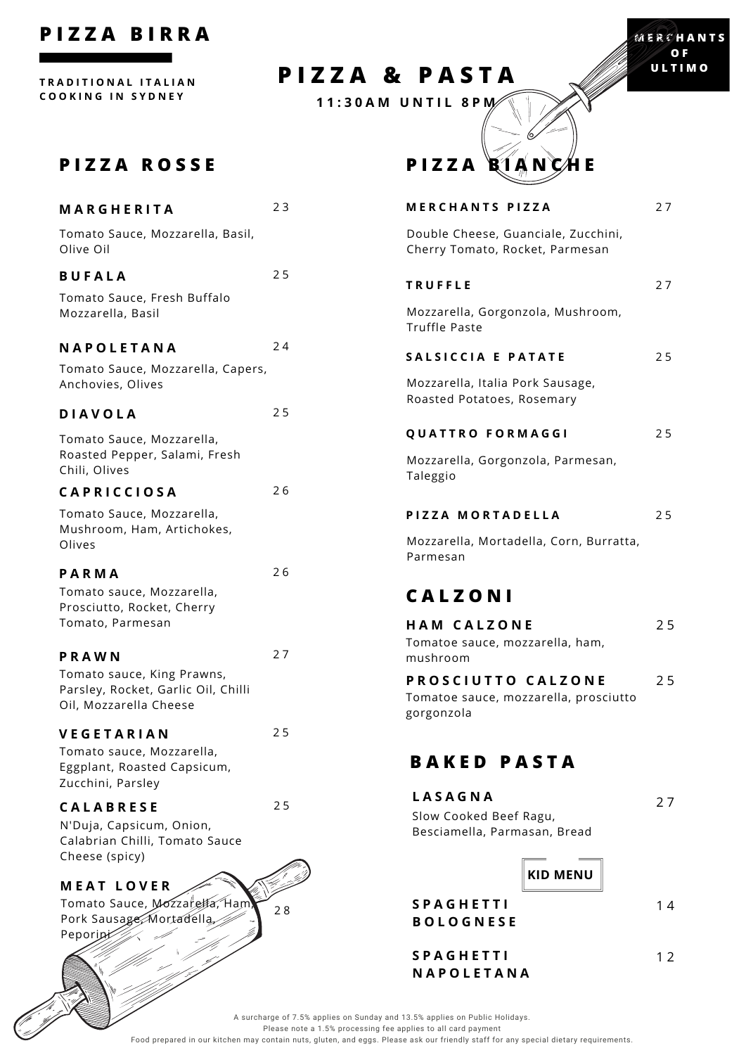# PIZZA BIRRA

**TRADITIONAL ITALIAN COOKING IN SYDNEY**

## PIZZA & PASTA

**11:30AM UNTIL 8PM**

**MERCHANTS OF ULTIMO**

## PIZZA ROSSE

**MARGHERITA** 23
Tomato Sauce, Mozzarella, Basil, Olive Oil

**BUFALA** 25
Tomato Sauce, Fresh Buffalo Mozzarella, Basil

**NAPOLETANA** 24
Tomato Sauce, Mozzarella, Capers, Anchovies, Olives

**DIAVOLA** 25
Tomato Sauce, Mozzarella, Roasted Pepper, Salami, Fresh Chili, Olives

**CAPRICCIOSA** 26
Tomato Sauce, Mozzarella, Mushroom, Ham, Artichokes, Olives

**PARMA** 26
Tomato sauce, Mozzarella, Prosciutto, Rocket, Cherry Tomato, Parmesan

**PRAWN** 27
Tomato sauce, King Prawns, Parsley, Rocket, Garlic Oil, Chilli Oil, Mozzarella Cheese

**VEGETARIAN** 25
Tomato sauce, Mozzarella, Eggplant, Roasted Capsicum, Zucchini, Parsley

**CALABRESE** 25
N'Duja, Capsicum, Onion, Calabrian Chilli, Tomato Sauce Cheese (spicy)

**MEAT LOVER** 28
Tomato Sauce, Mozzarella, Ham, Pork Sausage, Mortadella, Peporini

## PIZZA BIANCHE

**MERCHANTS PIZZA** 27
Double Cheese, Guanciale, Zucchini, Cherry Tomato, Rocket, Parmesan

**TRUFFLE** 27
Mozzarella, Gorgonzola, Mushroom, Truffle Paste

**SALSICCIA E PATATE** 25
Mozzarella, Italia Pork Sausage, Roasted Potatoes, Rosemary

**QUATTRO FORMAGGI** 25
Mozzarella, Gorgonzola, Parmesan, Taleggio

**PIZZA MORTADELLA** 25
Mozzarella, Mortadella, Corn, Burratta, Parmesan

## CALZONI

**HAM CALZONE** 25
Tomatoe sauce, mozzarella, ham, mushroom

**PROSCIUTTO CALZONE** 25
Tomatoe sauce, mozzarella, prosciutto gorgonzola

## BAKED PASTA

**LASAGNA** 27
Slow Cooked Beef Ragu, Besciamella, Parmasan, Bread

**KID MENU**

**SPAGHETTI BOLOGNESE** 14

**SPAGHETTI NAPOLETANA** 12

A surcharge of 7.5% applies on Sunday and 13.5% applies on Public Holidays.
Please note a 1.5% processing fee applies to all card payment
Food prepared in our kitchen may contain nuts, gluten, and eggs. Please ask our friendly staff for any special dietary requirements.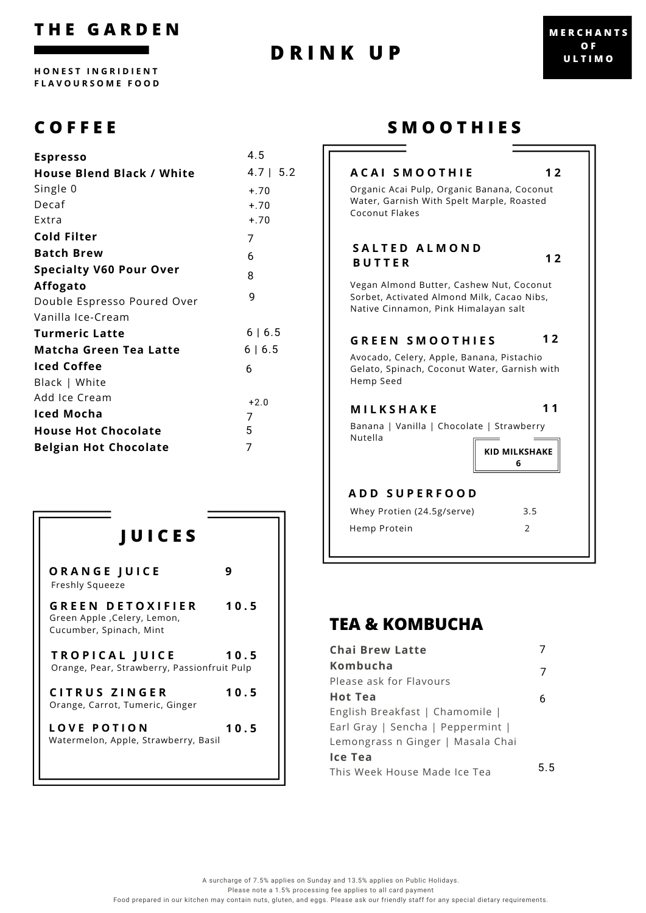**THE GARDEN**

**HONEST INGRIDIENT**
**FLAVOURSOME FOOD**

# DRINK UP

**MERCHANTS OF ULTIMO**

## COFFEE

| Item | Price |
|---|---|
| **Espresso** | 4.5 |
| **House Blend Black / White** | 4.7 \| 5.2 |
| Single 0 | +.70 |
| Decaf | +.70 |
| Extra | +.70 |
| **Cold Filter** | 7 |
| **Batch Brew** | 6 |
| **Specialty V60 Pour Over** | 8 |
| **Affogato**<br>Double Espresso Poured Over Vanilla Ice-Cream | 9 |
| **Turmeric Latte** | 6 \| 6.5 |
| **Matcha Green Tea Latte** | 6 \| 6.5 |
| **Iced Coffee**<br>Black \| White | 6 |
| Add Ice Cream | +2.0 |
| **Iced Mocha** | 7 |
| **House Hot Chocolate** | 5 |
| **Belgian Hot Chocolate** | 7 |

## JUICES

**ORANGE JUICE** — 9
Freshly Squeeze

**GREEN DETOXIFIER** — 10.5
Green Apple ,Celery, Lemon, Cucumber, Spinach, Mint

**TROPICAL JUICE** — 10.5
Orange, Pear, Strawberry, Passionfruit Pulp

**CITRUS ZINGER** — 10.5
Orange, Carrot, Tumeric, Ginger

**LOVE POTION** — 10.5
Watermelon, Apple, Strawberry, Basil

## SMOOTHIES

**ACAI SMOOTHIE** — 12
Organic Acai Pulp, Organic Banana, Coconut Water, Garnish With Spelt Marple, Roasted Coconut Flakes

**SALTED ALMOND BUTTER** — 12
Vegan Almond Butter, Cashew Nut, Coconut Sorbet, Activated Almond Milk, Cacao Nibs, Native Cinnamon, Pink Himalayan salt

**GREEN SMOOTHIES** — 12
Avocado, Celery, Apple, Banana, Pistachio Gelato, Spinach, Coconut Water, Garnish with Hemp Seed

**MILKSHAKE** — 11
Banana | Vanilla | Chocolate | Strawberry Nutella

**KID MILKSHAKE** — 6

### ADD SUPERFOOD

| Item | Price |
|---|---|
| Whey Protien (24.5g/serve) | 3.5 |
| Hemp Protein | 2 |

## TEA & KOMBUCHA

| Item | Price |
|---|---|
| **Chai Brew Latte** | 7 |
| **Kombucha**<br>Please ask for Flavours | 7 |
| **Hot Tea**<br>English Breakfast \| Chamomile \| Earl Gray \| Sencha \| Peppermint \| Lemongrass n Ginger \| Masala Chai | 6 |
| **Ice Tea**<br>This Week House Made Ice Tea | 5.5 |

A surcharge of 7.5% applies on Sunday and 13.5% applies on Public Holidays.
Please note a 1.5% processing fee applies to all card payment
Food prepared in our kitchen may contain nuts, gluten, and eggs. Please ask our friendly staff for any special dietary requirements.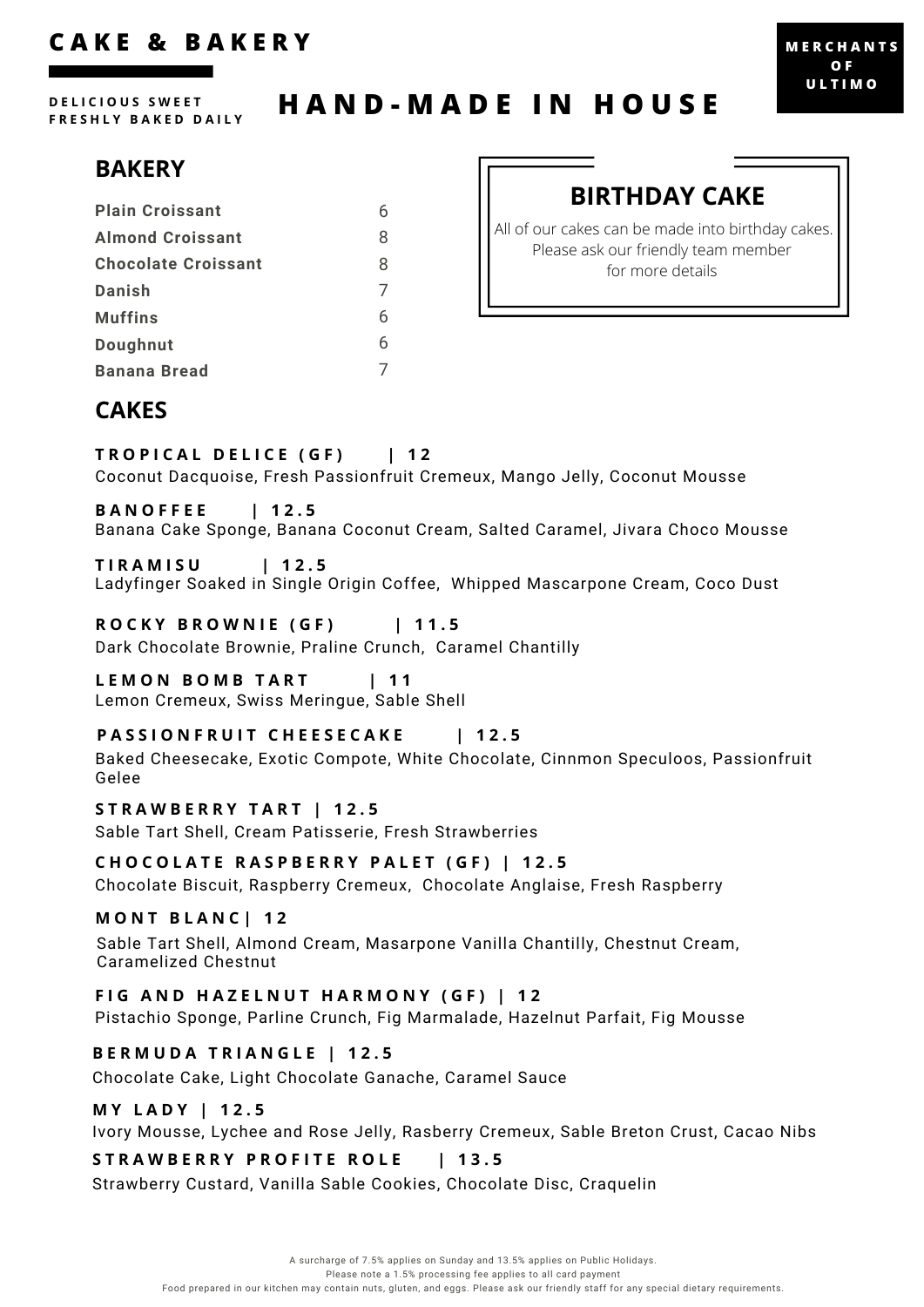# CAKE & BAKERY

**MERCHANTS OF ULTIMO**

**DELICIOUS SWEET FRESHLY BAKED DAILY**

## HAND-MADE IN HOUSE

## BAKERY

| | |
|---|---|
| **Plain Croissant** | 6 |
| **Almond Croissant** | 8 |
| **Chocolate Croissant** | 8 |
| **Danish** | 7 |
| **Muffins** | 6 |
| **Doughnut** | 6 |
| **Banana Bread** | 7 |

## BIRTHDAY CAKE

All of our cakes can be made into birthday cakes. Please ask our friendly team member for more details

## CAKES

**TROPICAL DELICE (GF) | 12**
Coconut Dacquoise, Fresh Passionfruit Cremeux, Mango Jelly, Coconut Mousse

**BANOFFEE | 12.5**
Banana Cake Sponge, Banana Coconut Cream, Salted Caramel, Jivara Choco Mousse

**TIRAMISU | 12.5**
Ladyfinger Soaked in Single Origin Coffee, Whipped Mascarpone Cream, Coco Dust

**ROCKY BROWNIE (GF) | 11.5**
Dark Chocolate Brownie, Praline Crunch, Caramel Chantilly

**LEMON BOMB TART | 11**
Lemon Cremeux, Swiss Meringue, Sable Shell

**PASSIONFRUIT CHEESECAKE | 12.5**
Baked Cheesecake, Exotic Compote, White Chocolate, Cinnmon Speculoos, Passionfruit Gelee

**STRAWBERRY TART | 12.5**
Sable Tart Shell, Cream Patisserie, Fresh Strawberries

**CHOCOLATE RASPBERRY PALET (GF) | 12.5**
Chocolate Biscuit, Raspberry Cremeux, Chocolate Anglaise, Fresh Raspberry

**MONT BLANC| 12**
Sable Tart Shell, Almond Cream, Masarpone Vanilla Chantilly, Chestnut Cream, Caramelized Chestnut

**FIG AND HAZELNUT HARMONY (GF) | 12**
Pistachio Sponge, Parline Crunch, Fig Marmalade, Hazelnut Parfait, Fig Mousse

**BERMUDA TRIANGLE | 12.5**
Chocolate Cake, Light Chocolate Ganache, Caramel Sauce

**MY LADY | 12.5**
Ivory Mousse, Lychee and Rose Jelly, Rasberry Cremeux, Sable Breton Crust, Cacao Nibs

**STRAWBERRY PROFITE ROLE | 13.5**
Strawberry Custard, Vanilla Sable Cookies, Chocolate Disc, Craquelin

A surcharge of 7.5% applies on Sunday and 13.5% applies on Public Holidays.
Please note a 1.5% processing fee applies to all card payment
Food prepared in our kitchen may contain nuts, gluten, and eggs. Please ask our friendly staff for any special dietary requirements.